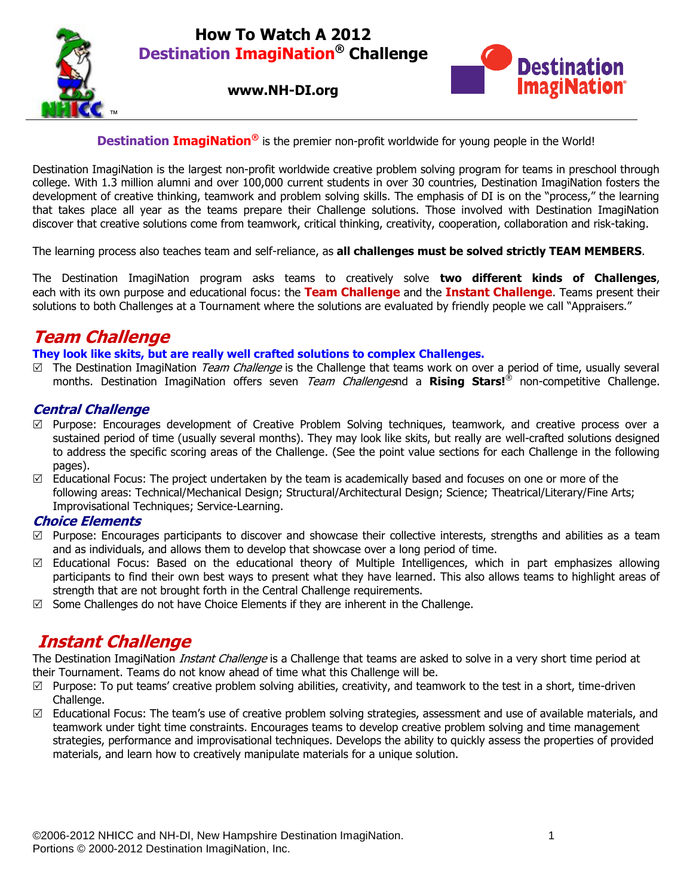# How To Watch A 2012 Destination ImagiNation® Challenge

**www.NH-DI.org**

**Destination ImagiNation®** is the premier non-profit worldwide for young people in the World!

Destination ImagiNation is the largest non-profit worldwide creative problem solving program for teams in preschool through college. With 1.3 million alumni and over 100,000 current students in over 30 countries, Destination ImagiNation fosters the development of creative thinking, teamwork and problem solving skills. The emphasis of DI is on the "process," the learning that takes place all year as the teams prepare their Challenge solutions. Those involved with Destination ImagiNation discover that creative solutions come from teamwork, critical thinking, creativity, cooperation, collaboration and risk-taking.

The learning process also teaches team and self-reliance, as **all challenges must be solved strictly TEAM MEMBERS**.

The Destination ImagiNation program asks teams to creatively solve **two different kinds of Challenges**, each with its own purpose and educational focus: the **Team Challenge** and the **Instant Challenge**. Teams present their solutions to both Challenges at a Tournament where the solutions are evaluated by friendly people we call "Appraisers."

## *Team Challenge*

**They look like skits, but are really well crafted solutions to complex Challenges.**

- ☑ The Destination ImagiNation *Team Challenge* is the Challenge that teams work on over a period of time, usually several months. Destination ImagiNation offers seven *Team Challenges*nd a **Rising Stars!®** non-competitive Challenge.

### *Central Challenge*

- ☑ Purpose: Encourages development of Creative Problem Solving techniques, teamwork, and creative process over a sustained period of time (usually several months). They may look like skits, but really are well-crafted solutions designed to address the specific scoring areas of the Challenge. (See the point value sections for each Challenge in the following pages).
- ☑ Educational Focus: The project undertaken by the team is academically based and focuses on one or more of the following areas: Technical/Mechanical Design; Structural/Architectural Design; Science; Theatrical/Literary/Fine Arts; Improvisational Techniques; Service-Learning.

### *Choice Elements*

- ☑ Purpose: Encourages participants to discover and showcase their collective interests, strengths and abilities as a team and as individuals, and allows them to develop that showcase over a long period of time.
- ☑ Educational Focus: Based on the educational theory of Multiple Intelligences, which in part emphasizes allowing participants to find their own best ways to present what they have learned. This also allows teams to highlight areas of strength that are not brought forth in the Central Challenge requirements.
- ☑ Some Challenges do not have Choice Elements if they are inherent in the Challenge.

## *Instant Challenge*

The Destination ImagiNation *Instant Challenge* is a Challenge that teams are asked to solve in a very short time period at their Tournament. Teams do not know ahead of time what this Challenge will be.

- ☑ Purpose: To put teams' creative problem solving abilities, creativity, and teamwork to the test in a short, time-driven Challenge.
- ☑ Educational Focus: The team's use of creative problem solving strategies, assessment and use of available materials, and teamwork under tight time constraints. Encourages teams to develop creative problem solving and time management strategies, performance and improvisational techniques. Develops the ability to quickly assess the properties of provided materials, and learn how to creatively manipulate materials for a unique solution.

©2006-2012 NHICC and NH-DI, New Hampshire Destination ImagiNation.
Portions © 2000-2012 Destination ImagiNation, Inc.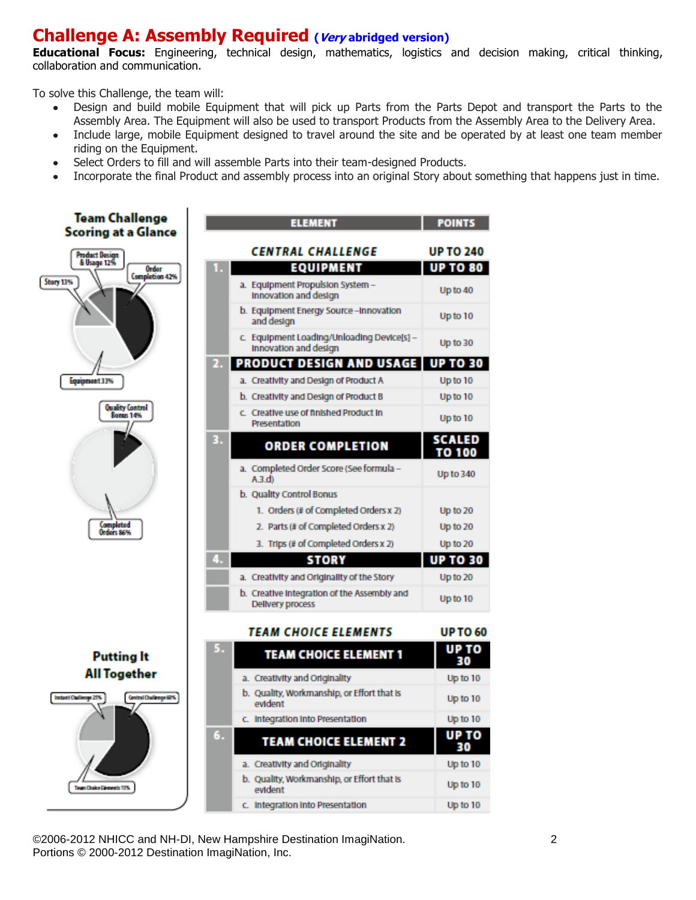# Challenge A: Assembly Required *(Very abridged version)*

**Educational Focus:** Engineering, technical design, mathematics, logistics and decision making, critical thinking, collaboration and communication.

To solve this Challenge, the team will:

- Design and build mobile Equipment that will pick up Parts from the Parts Depot and transport the Parts to the Assembly Area. The Equipment will also be used to transport Products from the Assembly Area to the Delivery Area.
- Include large, mobile Equipment designed to travel around the site and be operated by at least one team member riding on the Equipment.
- Select Orders to fill and will assemble Parts into their team-designed Products.
- Incorporate the final Product and assembly process into an original Story about something that happens just in time.

**Team Challenge Scoring at a Glance**

- Product Design & Usage 12%
- Order Completion 42%
- Story 13%
- Equipment 33%

- Quality Control Bonus 14%
- Completed Orders 86%

**Putting It All Together**

- Instant Challenge 25%
- Central Challenge 60%
- Team Choice Elements 15%

| | ELEMENT | POINTS |
|---|---|---|
| | **CENTRAL CHALLENGE** | **UP TO 240** |
| **1.** | **EQUIPMENT** | **UP TO 80** |
| | a. Equipment Propulsion System – Innovation and design | Up to 40 |
| | b. Equipment Energy Source – Innovation and design | Up to 10 |
| | c. Equipment Loading/Unloading Device[s] – Innovation and design | Up to 30 |
| **2.** | **PRODUCT DESIGN AND USAGE** | **UP TO 30** |
| | a. Creativity and Design of Product A | Up to 10 |
| | b. Creativity and Design of Product B | Up to 10 |
| | c. Creative use of finished Product in Presentation | Up to 10 |
| **3.** | **ORDER COMPLETION** | **SCALED TO 100** |
| | a. Completed Order Score (See formula – A.3.d) | Up to 340 |
| | b. Quality Control Bonus | |
| | 1. Orders (# of Completed Orders x 2) | Up to 20 |
| | 2. Parts (# of Completed Orders x 2) | Up to 20 |
| | 3. Trips (# of Completed Orders x 2) | Up to 20 |
| **4.** | **STORY** | **UP TO 30** |
| | a. Creativity and Originality of the Story | Up to 20 |
| | b. Creative Integration of the Assembly and Delivery process | Up to 10 |
| | **TEAM CHOICE ELEMENTS** | **UP TO 60** |
| **5.** | **TEAM CHOICE ELEMENT 1** | **UP TO 30** |
| | a. Creativity and Originality | Up to 10 |
| | b. Quality, Workmanship, or Effort that is evident | Up to 10 |
| | c. Integration into Presentation | Up to 10 |
| **6.** | **TEAM CHOICE ELEMENT 2** | **UP TO 30** |
| | a. Creativity and Originality | Up to 10 |
| | b. Quality, Workmanship, or Effort that is evident | Up to 10 |
| | c. Integration into Presentation | Up to 10 |

©2006-2012 NHICC and NH-DI, New Hampshire Destination ImagiNation.
Portions © 2000-2012 Destination ImagiNation, Inc.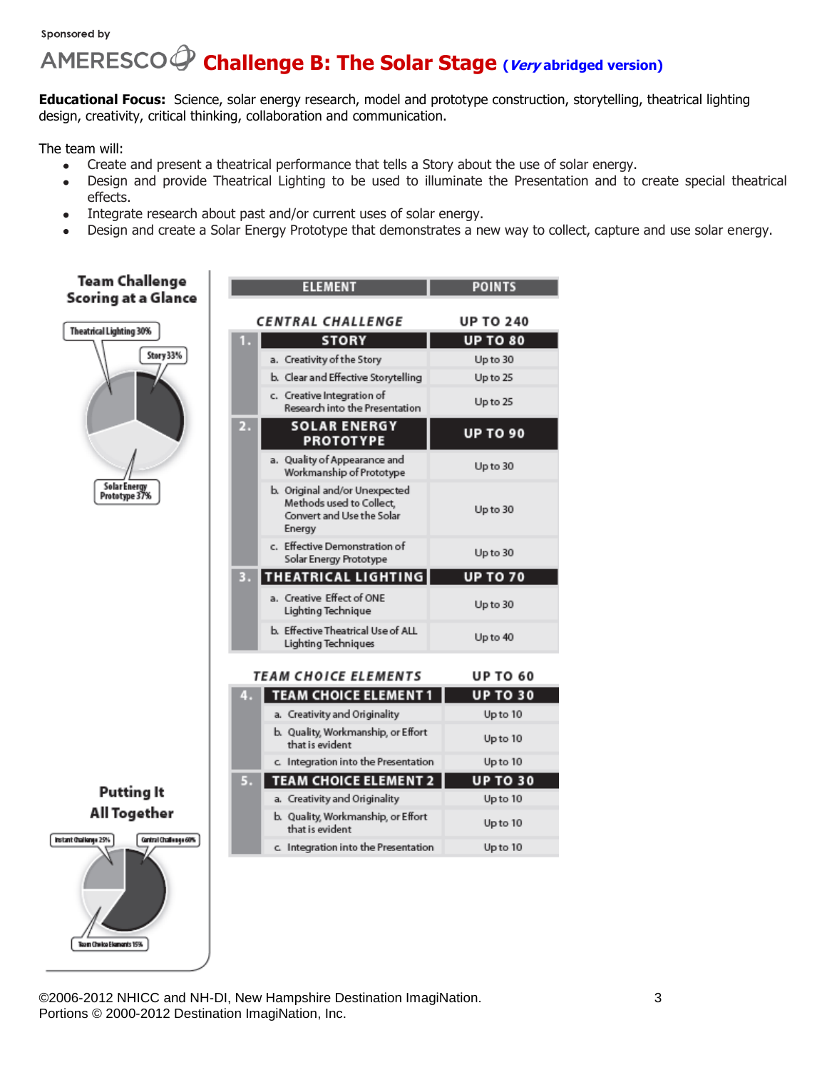Sponsored by

AMERESCO

# Challenge B: The Solar Stage (*Very* abridged version)

**Educational Focus:** Science, solar energy research, model and prototype construction, storytelling, theatrical lighting design, creativity, critical thinking, collaboration and communication.

The team will:

- Create and present a theatrical performance that tells a Story about the use of solar energy.
- Design and provide Theatrical Lighting to be used to illuminate the Presentation and to create special theatrical effects.
- Integrate research about past and/or current uses of solar energy.
- Design and create a Solar Energy Prototype that demonstrates a new way to collect, capture and use solar energy.

## Team Challenge Scoring at a Glance

Theatrical Lighting 30%
Story 33%
Solar Energy Prototype 37%

| | ELEMENT | POINTS |
|---|---|---|
| | **CENTRAL CHALLENGE** | **UP TO 240** |
| 1. | **STORY** | **UP TO 80** |
| | a. Creativity of the Story | Up to 30 |
| | b. Clear and Effective Storytelling | Up to 25 |
| | c. Creative Integration of Research into the Presentation | Up to 25 |
| 2. | **SOLAR ENERGY PROTOTYPE** | **UP TO 90** |
| | a. Quality of Appearance and Workmanship of Prototype | Up to 30 |
| | b. Original and/or Unexpected Methods used to Collect, Convert and Use the Solar Energy | Up to 30 |
| | c. Effective Demonstration of Solar Energy Prototype | Up to 30 |
| 3. | **THEATRICAL LIGHTING** | **UP TO 70** |
| | a. Creative Effect of ONE Lighting Technique | Up to 30 |
| | b. Effective Theatrical Use of ALL Lighting Techniques | Up to 40 |
| | **TEAM CHOICE ELEMENTS** | **UP TO 60** |
| 4. | **TEAM CHOICE ELEMENT 1** | **UP TO 30** |
| | a. Creativity and Originality | Up to 10 |
| | b. Quality, Workmanship, or Effort that is evident | Up to 10 |
| | c. Integration into the Presentation | Up to 10 |
| 5. | **TEAM CHOICE ELEMENT 2** | **UP TO 30** |
| | a. Creativity and Originality | Up to 10 |
| | b. Quality, Workmanship, or Effort that is evident | Up to 10 |
| | c. Integration into the Presentation | Up to 10 |

## Putting It All Together

Instant Challenge 25%
Central Challenge 60%
Team Choice Elements 15%

©2006-2012 NHICC and NH-DI, New Hampshire Destination ImagiNation.
Portions © 2000-2012 Destination ImagiNation, Inc.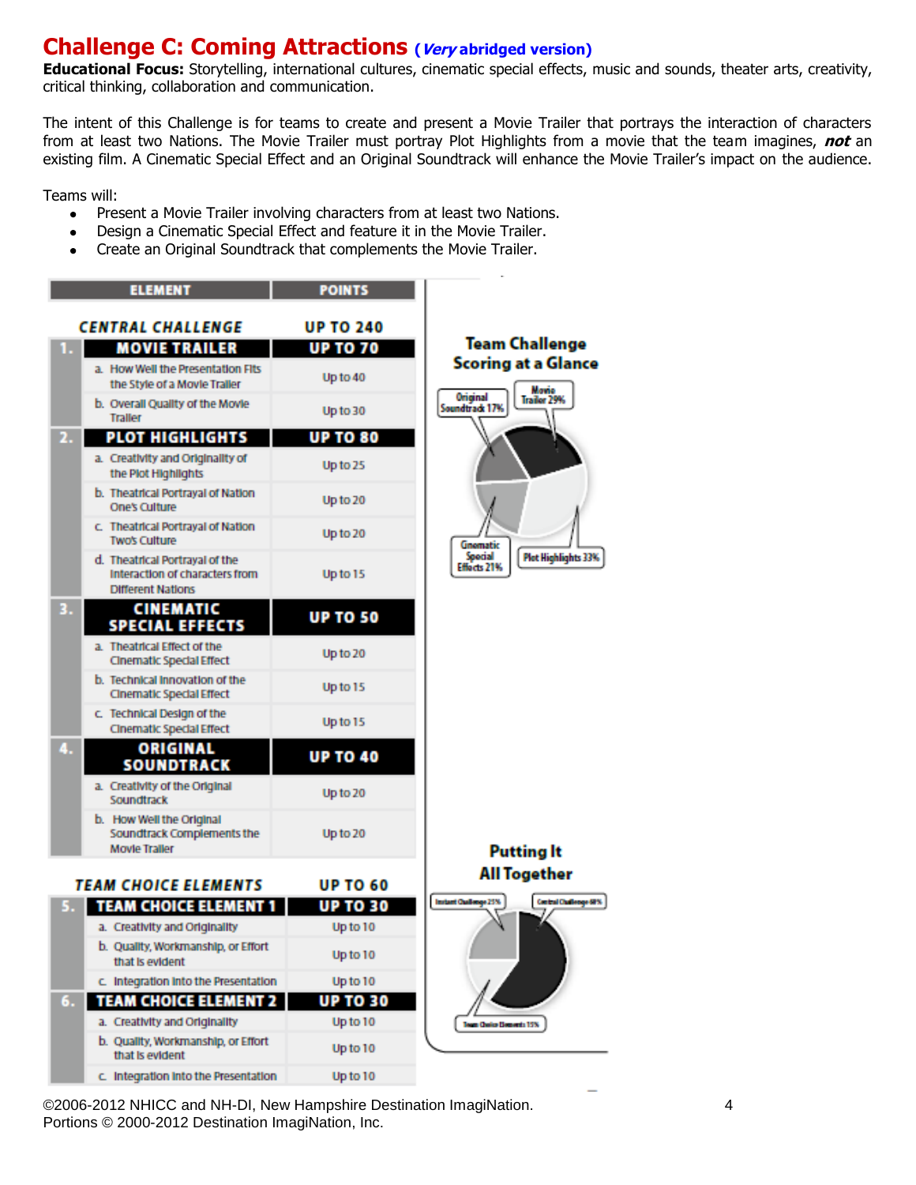# Challenge C: Coming Attractions (*Very* abridged version)

**Educational Focus:** Storytelling, international cultures, cinematic special effects, music and sounds, theater arts, creativity, critical thinking, collaboration and communication.

The intent of this Challenge is for teams to create and present a Movie Trailer that portrays the interaction of characters from at least two Nations. The Movie Trailer must portray Plot Highlights from a movie that the team imagines, ***not*** an existing film. A Cinematic Special Effect and an Original Soundtrack will enhance the Movie Trailer's impact on the audience.

Teams will:

- Present a Movie Trailer involving characters from at least two Nations.
- Design a Cinematic Special Effect and feature it in the Movie Trailer.
- Create an Original Soundtrack that complements the Movie Trailer.

| ELEMENT | POINTS |
|---|---|
| **CENTRAL CHALLENGE** | **UP TO 240** |
| **1. MOVIE TRAILER** | **UP TO 70** |
| a. How Well the Presentation Fits the Style of a Movie Trailer | Up to 40 |
| b. Overall Quality of the Movie Trailer | Up to 30 |
| **2. PLOT HIGHLIGHTS** | **UP TO 80** |
| a. Creativity and Originality of the Plot Highlights | Up to 25 |
| b. Theatrical Portrayal of Nation One's Culture | Up to 20 |
| c. Theatrical Portrayal of Nation Two's Culture | Up to 20 |
| d. Theatrical Portrayal of the Interaction of characters from Different Nations | Up to 15 |
| **3. CINEMATIC SPECIAL EFFECTS** | **UP TO 50** |
| a. Theatrical Effect of the Cinematic Special Effect | Up to 20 |
| b. Technical Innovation of the Cinematic Special Effect | Up to 15 |
| c. Technical Design of the Cinematic Special Effect | Up to 15 |
| **4. ORIGINAL SOUNDTRACK** | **UP TO 40** |
| a. Creativity of the Original Soundtrack | Up to 20 |
| b. How Well the Original Soundtrack Complements the Movie Trailer | Up to 20 |
| **TEAM CHOICE ELEMENTS** | **UP TO 60** |
| **5. TEAM CHOICE ELEMENT 1** | **UP TO 30** |
| a. Creativity and Originality | Up to 10 |
| b. Quality, Workmanship, or Effort that is evident | Up to 10 |
| c. Integration into the Presentation | Up to 10 |
| **6. TEAM CHOICE ELEMENT 2** | **UP TO 30** |
| a. Creativity and Originality | Up to 10 |
| b. Quality, Workmanship, or Effort that is evident | Up to 10 |
| c. Integration into the Presentation | Up to 10 |

**Team Challenge Scoring at a Glance**

Original Soundtrack 17% · Movie Trailer 29% · Cinematic Special Effects 21% · Plot Highlights 33%

**Putting It All Together**

Instant Challenge 25% · Central Challenge 60% · Team Choice Elements 15%

©2006-2012 NHICC and NH-DI, New Hampshire Destination ImagiNation.
Portions © 2000-2012 Destination ImagiNation, Inc.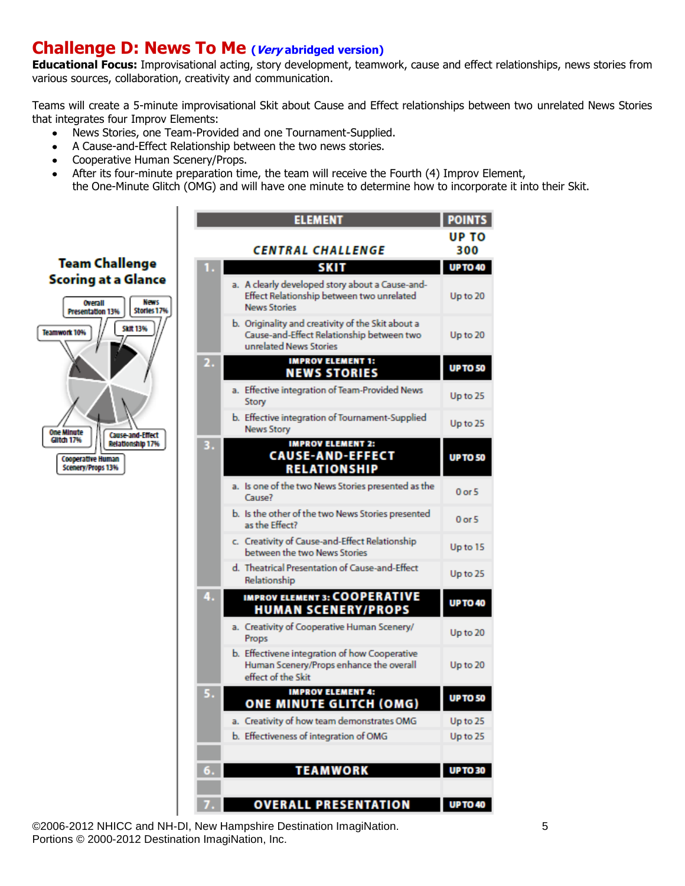# Challenge D: News To Me (*Very* abridged version)

**Educational Focus:** Improvisational acting, story development, teamwork, cause and effect relationships, news stories from various sources, collaboration, creativity and communication.

Teams will create a 5-minute improvisational Skit about Cause and Effect relationships between two unrelated News Stories that integrates four Improv Elements:

- News Stories, one Team-Provided and one Tournament-Supplied.
- A Cause-and-Effect Relationship between the two news stories.
- Cooperative Human Scenery/Props.
- After its four-minute preparation time, the team will receive the Fourth (4) Improv Element, the One-Minute Glitch (OMG) and will have one minute to determine how to incorporate it into their Skit.

**Team Challenge Scoring at a Glance**

- Overall Presentation 13%
- News Stories 17%
- Teamwork 10%
- Skit 13%
- One Minute Glitch 17%
- Cause-and-Effect Relationship 17%
- Cooperative Human Scenery/Props 13%

| | ELEMENT | POINTS |
|---|---|---|
| | **CENTRAL CHALLENGE** | **UP TO 300** |
| 1. | **SKIT** | **UP TO 40** |
| | a. A clearly developed story about a Cause-and-Effect Relationship between two unrelated News Stories | Up to 20 |
| | b. Originality and creativity of the Skit about a Cause-and-Effect Relationship between two unrelated News Stories | Up to 20 |
| 2. | **IMPROV ELEMENT 1: NEWS STORIES** | **UP TO 50** |
| | a. Effective integration of Team-Provided News Story | Up to 25 |
| | b. Effective integration of Tournament-Supplied News Story | Up to 25 |
| 3. | **IMPROV ELEMENT 2: CAUSE-AND-EFFECT RELATIONSHIP** | **UP TO 50** |
| | a. Is one of the two News Stories presented as the Cause? | 0 or 5 |
| | b. Is the other of the two News Stories presented as the Effect? | 0 or 5 |
| | c. Creativity of Cause-and-Effect Relationship between the two News Stories | Up to 15 |
| | d. Theatrical Presentation of Cause-and-Effect Relationship | Up to 25 |
| 4. | **IMPROV ELEMENT 3: COOPERATIVE HUMAN SCENERY/PROPS** | **UP TO 40** |
| | a. Creativity of Cooperative Human Scenery/Props | Up to 20 |
| | b. Effectivene integration of how Cooperative Human Scenery/Props enhance the overall effect of the Skit | Up to 20 |
| 5. | **IMPROV ELEMENT 4: ONE MINUTE GLITCH (OMG)** | **UP TO 50** |
| | a. Creativity of how team demonstrates OMG | Up to 25 |
| | b. Effectiveness of integration of OMG | Up to 25 |
| 6. | **TEAMWORK** | **UP TO 30** |
| 7. | **OVERALL PRESENTATION** | **UP TO 40** |

©2006-2012 NHICC and NH-DI, New Hampshire Destination ImagiNation.
Portions © 2000-2012 Destination ImagiNation, Inc.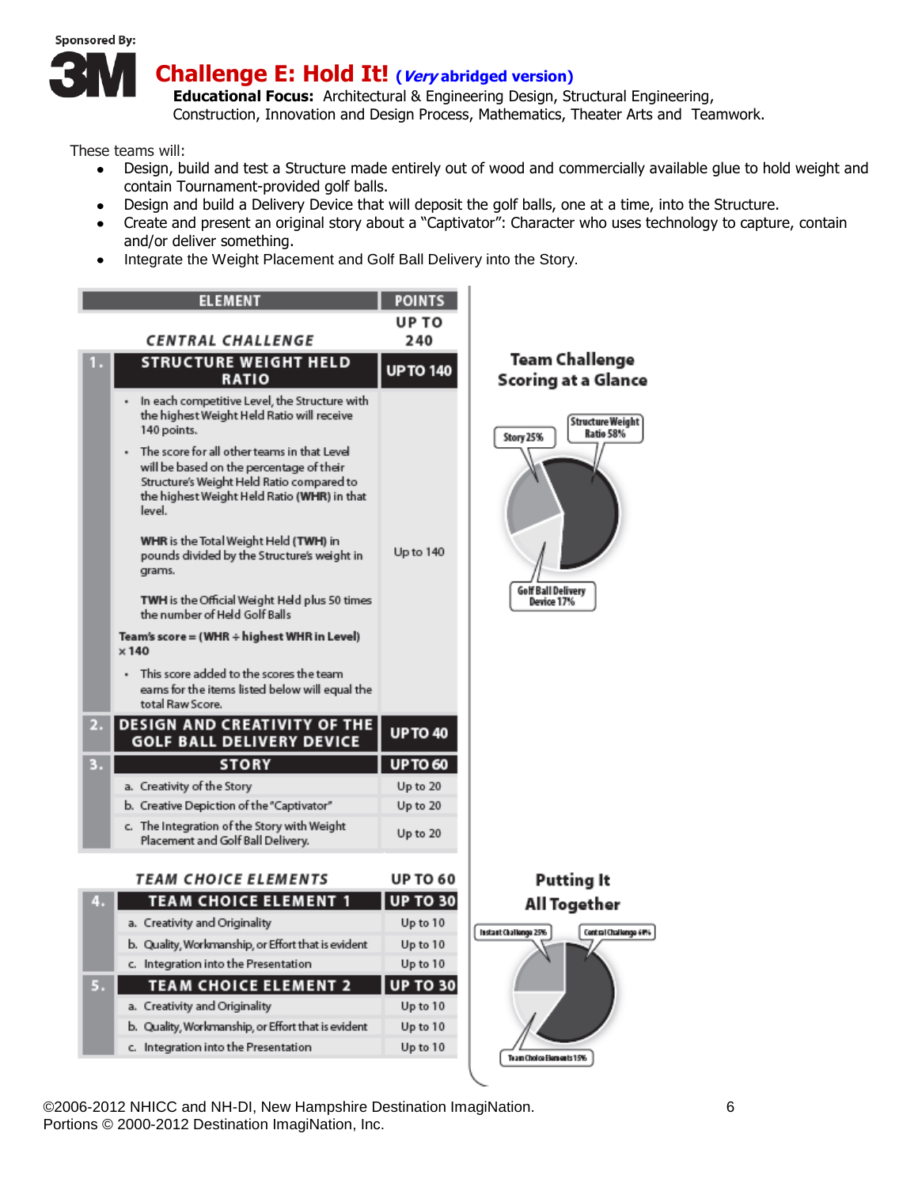Sponsored By: 3M

# Challenge E: Hold It! (*Very* abridged version)

**Educational Focus:** Architectural & Engineering Design, Structural Engineering, Construction, Innovation and Design Process, Mathematics, Theater Arts and Teamwork.

These teams will:

- Design, build and test a Structure made entirely out of wood and commercially available glue to hold weight and contain Tournament-provided golf balls.
- Design and build a Delivery Device that will deposit the golf balls, one at a time, into the Structure.
- Create and present an original story about a "Captivator": Character who uses technology to capture, contain and/or deliver something.
- Integrate the Weight Placement and Golf Ball Delivery into the Story.

| | ELEMENT | POINTS |
|---|---|---|
| | *CENTRAL CHALLENGE* | UP TO 240 |
| 1. | **STRUCTURE WEIGHT HELD RATIO** | **UP TO 140** |
| | • In each competitive Level, the Structure with the highest Weight Held Ratio will receive 140 points.<br>• The score for all other teams in that Level will be based on the percentage of their Structure's Weight Held Ratio compared to the highest Weight Held Ratio (**WHR**) in that level.<br>**WHR** is the Total Weight Held (**TWH**) in pounds divided by the Structure's weight in grams.<br>**TWH** is the Official Weight Held plus 50 times the number of Held Golf Balls<br>**Team's score = (WHR ÷ highest WHR in Level) × 140**<br>• This score added to the scores the team earns for the items listed below will equal the total Raw Score. | Up to 140 |
| 2. | **DESIGN AND CREATIVITY OF THE GOLF BALL DELIVERY DEVICE** | **UP TO 40** |
| 3. | **STORY** | **UP TO 60** |
| | a. Creativity of the Story | Up to 20 |
| | b. Creative Depiction of the "Captivator" | Up to 20 |
| | c. The Integration of the Story with Weight Placement and Golf Ball Delivery. | Up to 20 |
| | *TEAM CHOICE ELEMENTS* | UP TO 60 |
| 4. | **TEAM CHOICE ELEMENT 1** | **UP TO 30** |
| | a. Creativity and Originality | Up to 10 |
| | b. Quality, Workmanship, or Effort that is evident | Up to 10 |
| | c. Integration into the Presentation | Up to 10 |
| 5. | **TEAM CHOICE ELEMENT 2** | **UP TO 30** |
| | a. Creativity and Originality | Up to 10 |
| | b. Quality, Workmanship, or Effort that is evident | Up to 10 |
| | c. Integration into the Presentation | Up to 10 |

**Team Challenge Scoring at a Glance**

Story 25%; Structure Weight Ratio 58%; Golf Ball Delivery Device 17%

**Putting It All Together**

Instant Challenge 25%; Central Challenge 60%; Team Choice Elements 15%

©2006-2012 NHICC and NH-DI, New Hampshire Destination ImagiNation.
Portions © 2000-2012 Destination ImagiNation, Inc.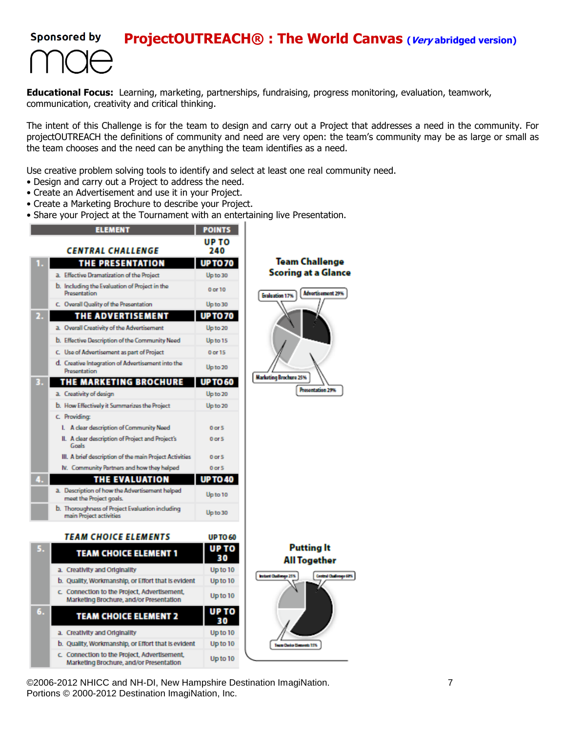Sponsored by mae

# ProjectOUTREACH® : The World Canvas (*Very* abridged version)

**Educational Focus:** Learning, marketing, partnerships, fundraising, progress monitoring, evaluation, teamwork, communication, creativity and critical thinking.

The intent of this Challenge is for the team to design and carry out a Project that addresses a need in the community. For projectOUTREACH the definitions of community and need are very open: the team's community may be as large or small as the team chooses and the need can be anything the team identifies as a need.

Use creative problem solving tools to identify and select at least one real community need.

- Design and carry out a Project to address the need.
- Create an Advertisement and use it in your Project.
- Create a Marketing Brochure to describe your Project.
- Share your Project at the Tournament with an entertaining live Presentation.

| ELEMENT | POINTS |
|---|---|
| **CENTRAL CHALLENGE** | **UP TO 240** |
| **1. THE PRESENTATION** | **UP TO 70** |
| a. Effective Dramatization of the Project | Up to 30 |
| b. Including the Evaluation of Project in the Presentation | 0 or 10 |
| c. Overall Quality of the Presentation | Up to 30 |
| **2. THE ADVERTISEMENT** | **UP TO 70** |
| a. Overall Creativity of the Advertisement | Up to 20 |
| b. Effective Description of the Community Need | Up to 15 |
| c. Use of Advertisement as part of Project | 0 or 15 |
| d. Creative Integration of Advertisement into the Presentation | Up to 20 |
| **3. THE MARKETING BROCHURE** | **UP TO 60** |
| a. Creativity of design | Up to 20 |
| b. How Effectively it Summarizes the Project | Up to 20 |
| c. Providing: | |
| I. A clear description of Community Need | 0 or 5 |
| II. A clear description of Project and Project's Goals | 0 or 5 |
| III. A brief description of the main Project Activities | 0 or 5 |
| IV. Community Partners and how they helped | 0 or 5 |
| **4. THE EVALUATION** | **UP TO 40** |
| a. Description of how the Advertisement helped meet the Project goals. | Up to 10 |
| b. Thoroughness of Project Evaluation including main Project activities | Up to 30 |
| **TEAM CHOICE ELEMENTS** | **UP TO 60** |
| **5. TEAM CHOICE ELEMENT 1** | **UP TO 30** |
| a. Creativity and Originality | Up to 10 |
| b. Quality, Workmanship, or Effort that is evident | Up to 10 |
| c. Connection to the Project, Advertisement, Marketing Brochure, and/or Presentation | Up to 10 |
| **6. TEAM CHOICE ELEMENT 2** | **UP TO 30** |
| a. Creativity and Originality | Up to 10 |
| b. Quality, Workmanship, or Effort that is evident | Up to 10 |
| c. Connection to the Project, Advertisement, Marketing Brochure, and/or Presentation | Up to 10 |

**Team Challenge Scoring at a Glance**

Evaluation 17% · Advertisement 29% · Marketing Brochure 25% · Presentation 29%

**Putting It All Together**

Instant Challenge 25% · Central Challenge 60% · Team Choice Elements 15%

©2006-2012 NHICC and NH-DI, New Hampshire Destination ImagiNation.
Portions © 2000-2012 Destination ImagiNation, Inc.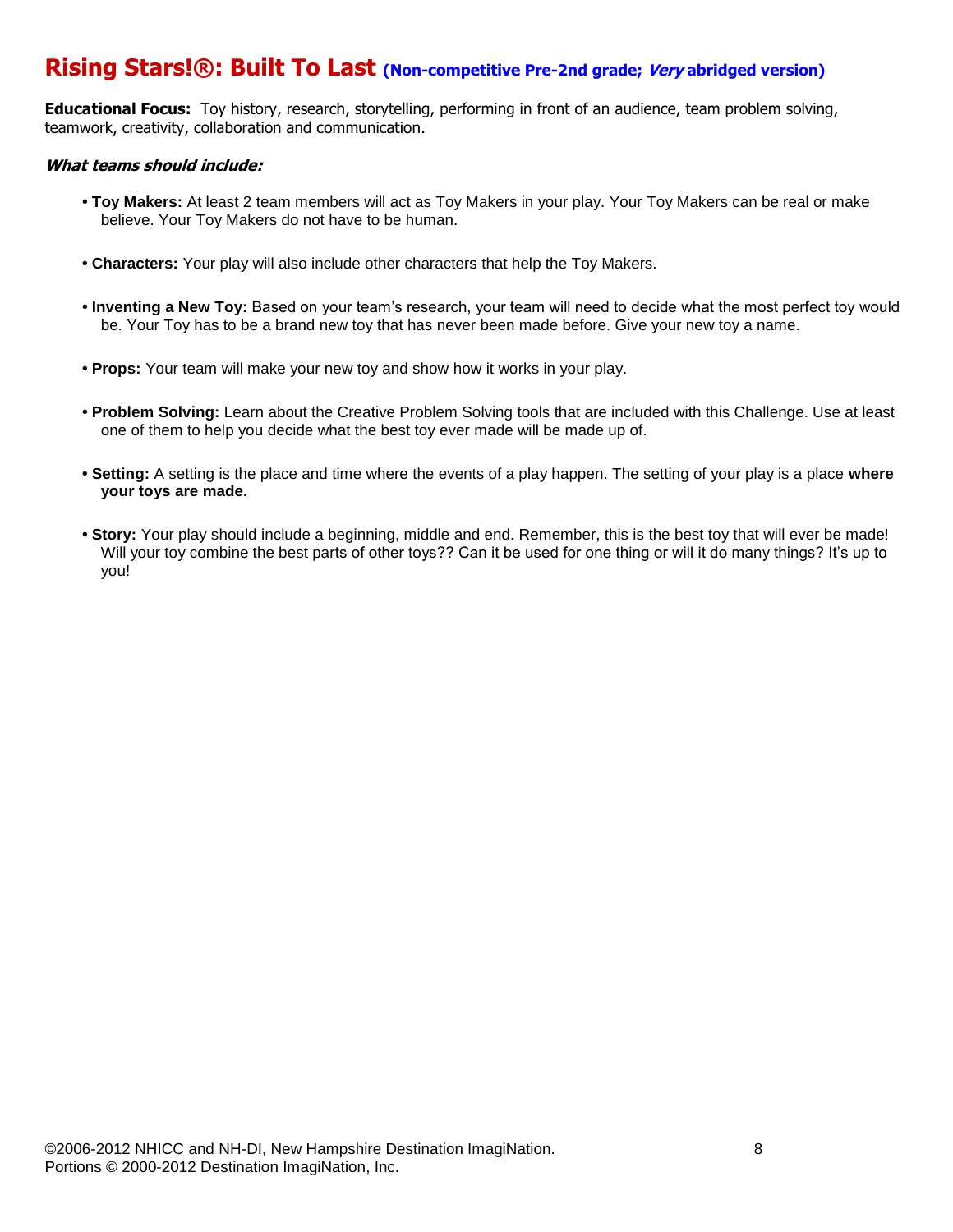## Rising Stars!®: Built To Last (Non-competitive Pre-2nd grade; *Very* abridged version)

**Educational Focus:** Toy history, research, storytelling, performing in front of an audience, team problem solving, teamwork, creativity, collaboration and communication.

***What teams should include:***

- **Toy Makers:** At least 2 team members will act as Toy Makers in your play. Your Toy Makers can be real or make believe. Your Toy Makers do not have to be human.

- **Characters:** Your play will also include other characters that help the Toy Makers.

- **Inventing a New Toy:** Based on your team's research, your team will need to decide what the most perfect toy would be. Your Toy has to be a brand new toy that has never been made before. Give your new toy a name.

- **Props:** Your team will make your new toy and show how it works in your play.

- **Problem Solving:** Learn about the Creative Problem Solving tools that are included with this Challenge. Use at least one of them to help you decide what the best toy ever made will be made up of.

- **Setting:** A setting is the place and time where the events of a play happen. The setting of your play is a place **where your toys are made.**

- **Story:** Your play should include a beginning, middle and end. Remember, this is the best toy that will ever be made! Will your toy combine the best parts of other toys?? Can it be used for one thing or will it do many things? It's up to you!

©2006-2012 NHICC and NH-DI, New Hampshire Destination ImagiNation.
Portions © 2000-2012 Destination ImagiNation, Inc.